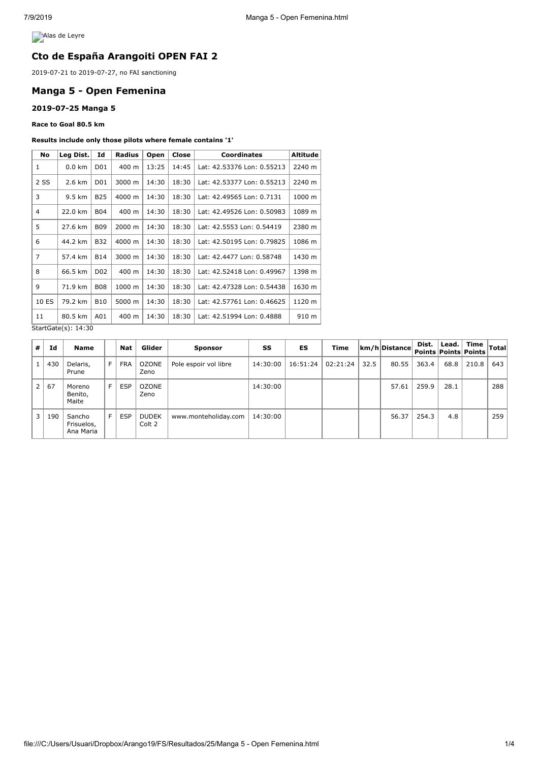Alas de Leyre

## Cto de España Arangoiti OPEN FAI 2

2019-07-21 to 2019-07-27, no FAI sanctioning

## Manga 5 - Open Femenina

### 2019-07-25 Manga 5

**Race to Goal 80.5 km**

**Results include only those pilots where female contains '1'**

| No | Leg Dist. | Id | Radius | Open | Close | Coordinates | Altitude |
|---|---|---|---|---|---|---|---|
| 1 | 0.0 km | D01 | 400 m | 13:25 | 14:45 | Lat: 42.53376 Lon: 0.55213 | 2240 m |
| 2 SS | 2.6 km | D01 | 3000 m | 14:30 | 18:30 | Lat: 42.53377 Lon: 0.55213 | 2240 m |
| 3 | 9.5 km | B25 | 4000 m | 14:30 | 18:30 | Lat: 42.49565 Lon: 0.7131 | 1000 m |
| 4 | 22.0 km | B04 | 400 m | 14:30 | 18:30 | Lat: 42.49526 Lon: 0.50983 | 1089 m |
| 5 | 27.6 km | B09 | 2000 m | 14:30 | 18:30 | Lat: 42.5553 Lon: 0.54419 | 2380 m |
| 6 | 44.2 km | B32 | 4000 m | 14:30 | 18:30 | Lat: 42.50195 Lon: 0.79825 | 1086 m |
| 7 | 57.4 km | B14 | 3000 m | 14:30 | 18:30 | Lat: 42.4477 Lon: 0.58748 | 1430 m |
| 8 | 66.5 km | D02 | 400 m | 14:30 | 18:30 | Lat: 42.52418 Lon: 0.49967 | 1398 m |
| 9 | 71.9 km | B08 | 1000 m | 14:30 | 18:30 | Lat: 42.47328 Lon: 0.54438 | 1630 m |
| 10 ES | 79.2 km | B10 | 5000 m | 14:30 | 18:30 | Lat: 42.57761 Lon: 0.46625 | 1120 m |
| 11 | 80.5 km | A01 | 400 m | 14:30 | 18:30 | Lat: 42.51994 Lon: 0.4888 | 910 m |

StartGate(s): 14:30

| # | Id | Name | | Nat | Glider | Sponsor | SS | ES | Time | km/h | Distance | Dist. Points | Lead. Points | Time Points | Total |
|---|---|---|---|---|---|---|---|---|---|---|---|---|---|---|---|
| 1 | 430 | Delaris, Prune | F | FRA | OZONE Zeno | Pole espoir vol libre | 14:30:00 | 16:51:24 | 02:21:24 | 32.5 | 80.55 | 363.4 | 68.8 | 210.8 | 643 |
| 2 | 67 | Moreno Benito, Maite | F | ESP | OZONE Zeno | | 14:30:00 | | | | 57.61 | 259.9 | 28.1 | | 288 |
| 3 | 190 | Sancho Frisuelos, Ana Maria | F | ESP | DUDEK Colt 2 | www.monteholiday.com | 14:30:00 | | | | 56.37 | 254.3 | 4.8 | | 259 |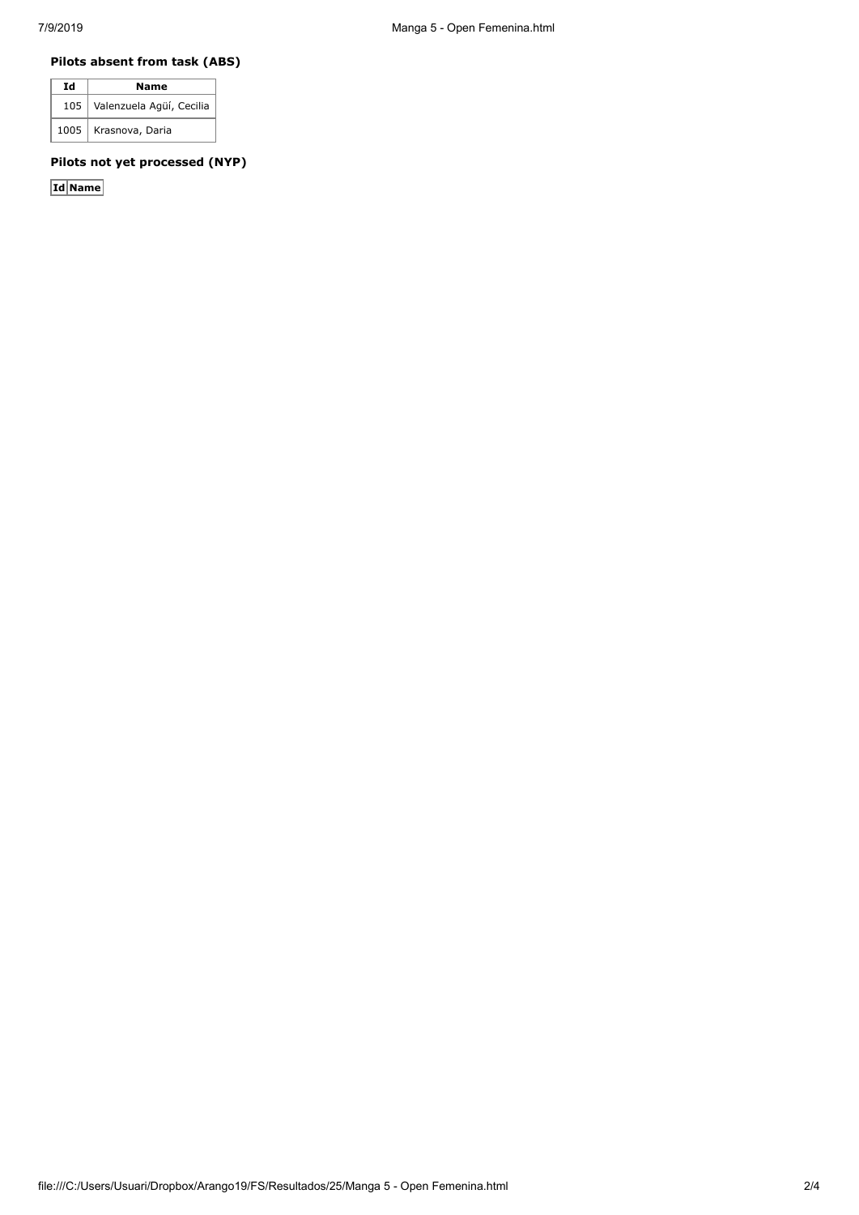### Pilots absent from task (ABS)

| Id | Name |
|---|---|
| 105 | Valenzuela Agüí, Cecilia |
| 1005 | Krasnova, Daria |

### Pilots not yet processed (NYP)

| Id | Name |
|---|---|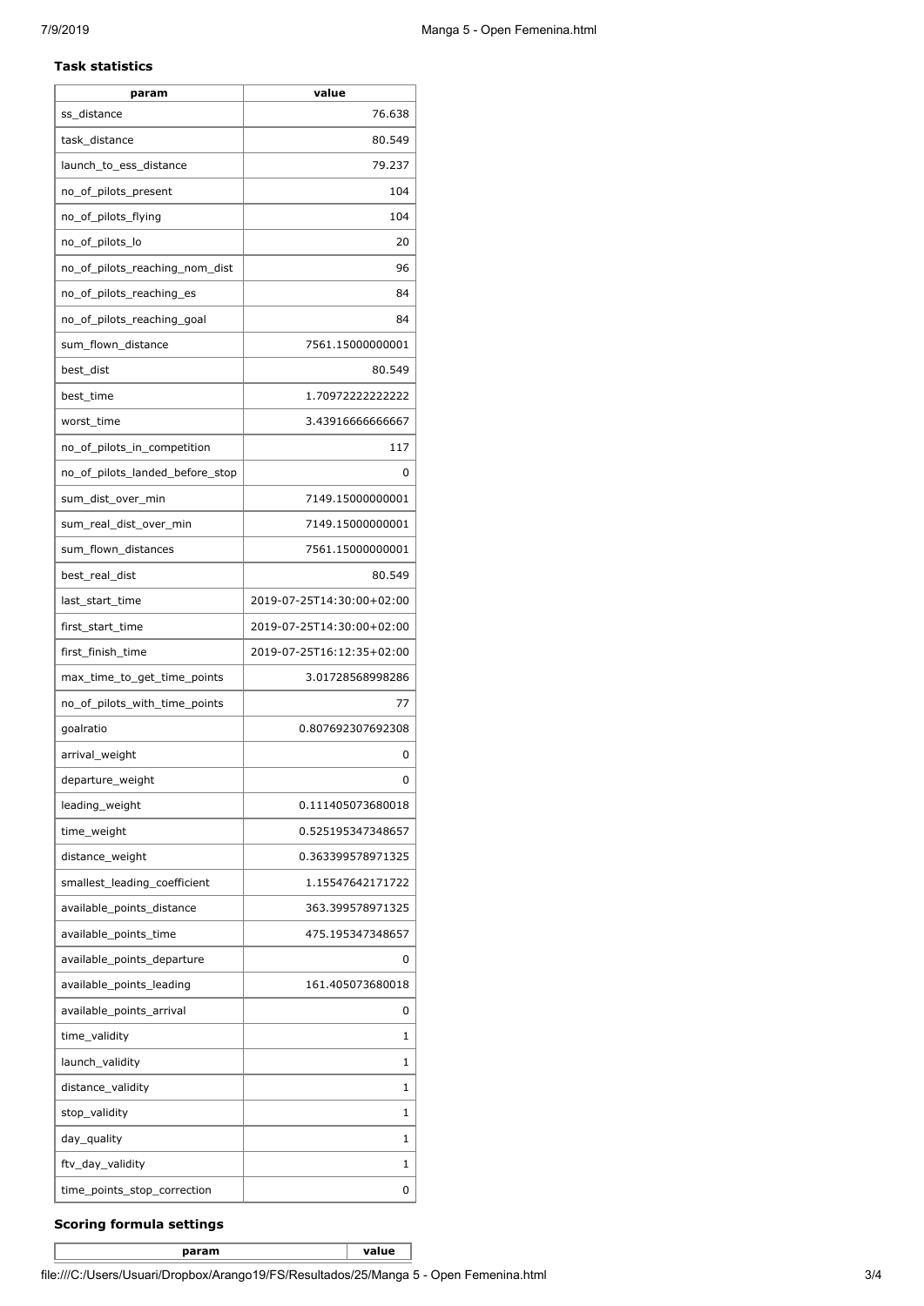### Task statistics

| param | value |
|---|---|
| ss_distance | 76.638 |
| task_distance | 80.549 |
| launch_to_ess_distance | 79.237 |
| no_of_pilots_present | 104 |
| no_of_pilots_flying | 104 |
| no_of_pilots_lo | 20 |
| no_of_pilots_reaching_nom_dist | 96 |
| no_of_pilots_reaching_es | 84 |
| no_of_pilots_reaching_goal | 84 |
| sum_flown_distance | 7561.15000000001 |
| best_dist | 80.549 |
| best_time | 1.70972222222222 |
| worst_time | 3.43916666666667 |
| no_of_pilots_in_competition | 117 |
| no_of_pilots_landed_before_stop | 0 |
| sum_dist_over_min | 7149.15000000001 |
| sum_real_dist_over_min | 7149.15000000001 |
| sum_flown_distances | 7561.15000000001 |
| best_real_dist | 80.549 |
| last_start_time | 2019-07-25T14:30:00+02:00 |
| first_start_time | 2019-07-25T14:30:00+02:00 |
| first_finish_time | 2019-07-25T16:12:35+02:00 |
| max_time_to_get_time_points | 3.01728568998286 |
| no_of_pilots_with_time_points | 77 |
| goalratio | 0.807692307692308 |
| arrival_weight | 0 |
| departure_weight | 0 |
| leading_weight | 0.111405073680018 |
| time_weight | 0.525195347348657 |
| distance_weight | 0.363399578971325 |
| smallest_leading_coefficient | 1.15547642171722 |
| available_points_distance | 363.399578971325 |
| available_points_time | 475.195347348657 |
| available_points_departure | 0 |
| available_points_leading | 161.405073680018 |
| available_points_arrival | 0 |
| time_validity | 1 |
| launch_validity | 1 |
| distance_validity | 1 |
| stop_validity | 1 |
| day_quality | 1 |
| ftv_day_validity | 1 |
| time_points_stop_correction | 0 |

### Scoring formula settings

| param | value |
|---|---|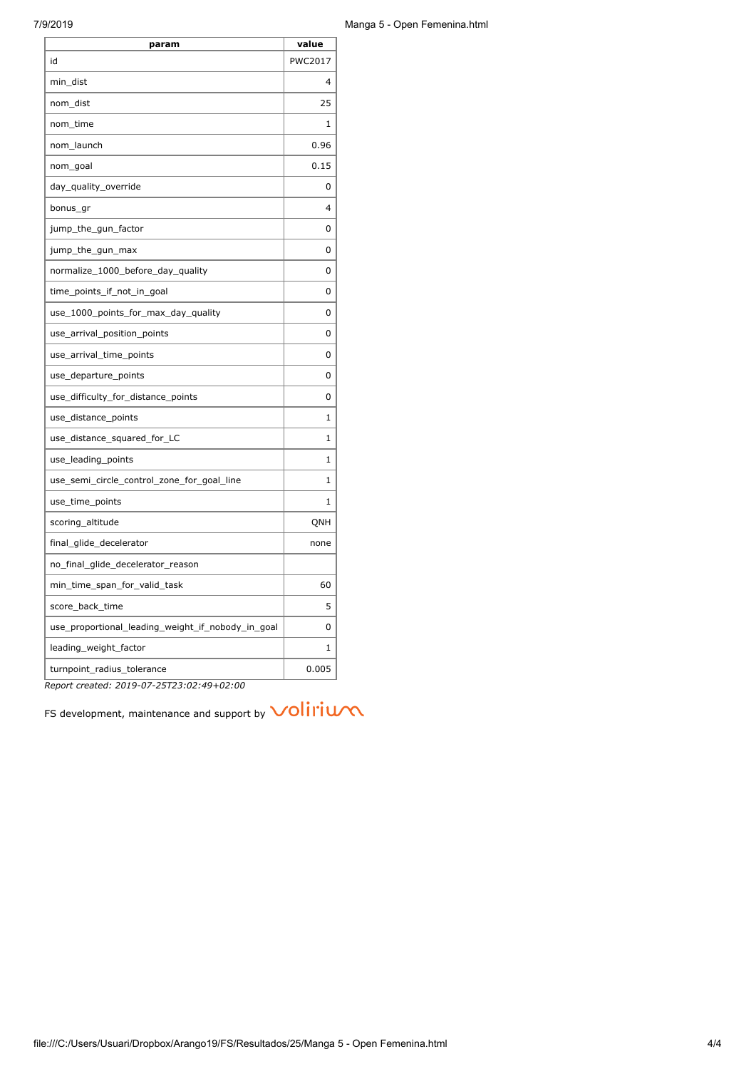| param | value |
| --- | --- |
| id | PWC2017 |
| min_dist | 4 |
| nom_dist | 25 |
| nom_time | 1 |
| nom_launch | 0.96 |
| nom_goal | 0.15 |
| day_quality_override | 0 |
| bonus_gr | 4 |
| jump_the_gun_factor | 0 |
| jump_the_gun_max | 0 |
| normalize_1000_before_day_quality | 0 |
| time_points_if_not_in_goal | 0 |
| use_1000_points_for_max_day_quality | 0 |
| use_arrival_position_points | 0 |
| use_arrival_time_points | 0 |
| use_departure_points | 0 |
| use_difficulty_for_distance_points | 0 |
| use_distance_points | 1 |
| use_distance_squared_for_LC | 1 |
| use_leading_points | 1 |
| use_semi_circle_control_zone_for_goal_line | 1 |
| use_time_points | 1 |
| scoring_altitude | QNH |
| final_glide_decelerator | none |
| no_final_glide_decelerator_reason | |
| min_time_span_for_valid_task | 60 |
| score_back_time | 5 |
| use_proportional_leading_weight_if_nobody_in_goal | 0 |
| leading_weight_factor | 1 |
| turnpoint_radius_tolerance | 0.005 |

*Report created: 2019-07-25T23:02:49+02:00*

FS development, maintenance and support by volirium